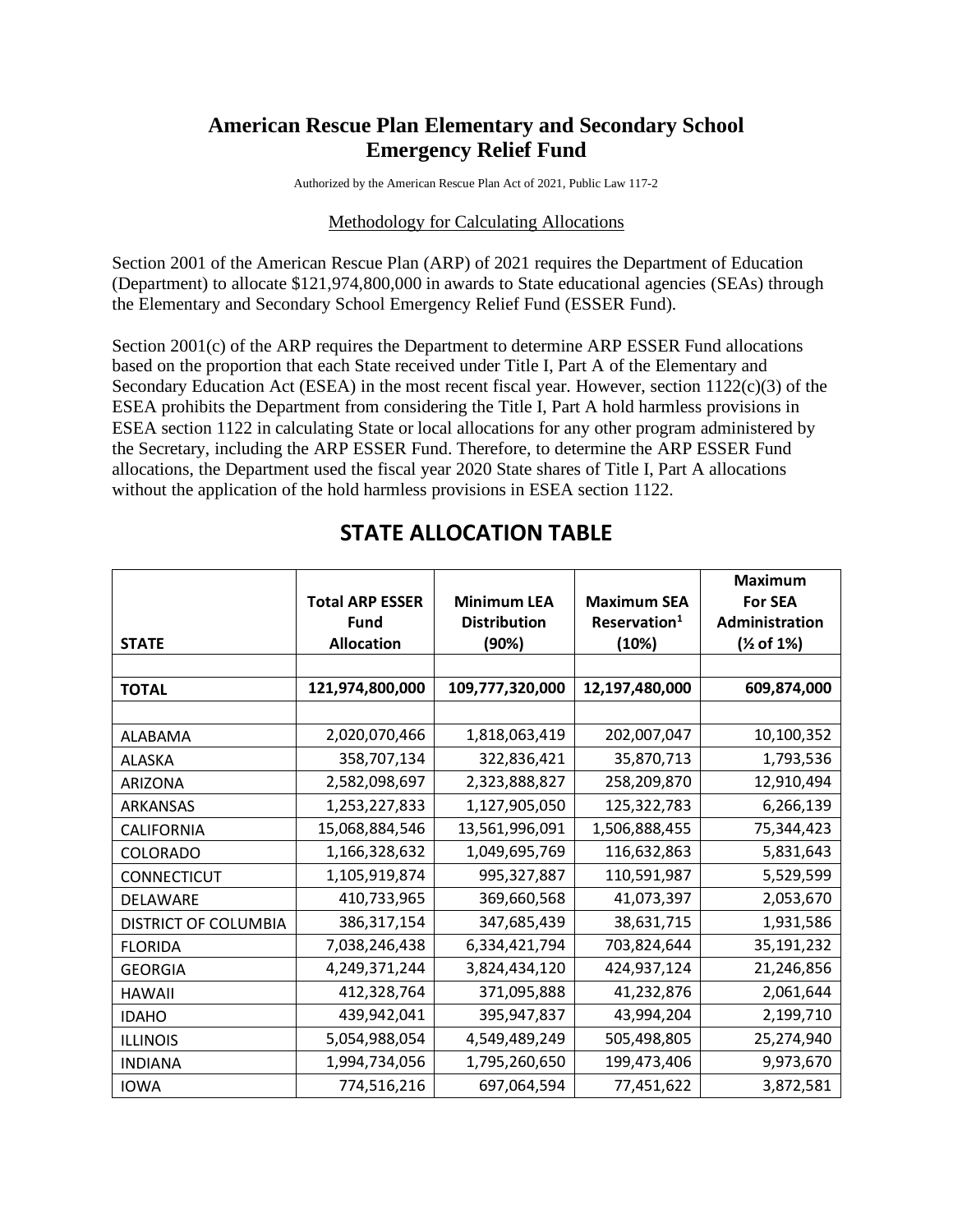# American Rescue Plan Elementary and Secondary School Emergency Relief Fund

Authorized by the American Rescue Plan Act of 2021, Public Law 117-2

Methodology for Calculating Allocations

Section 2001 of the American Rescue Plan (ARP) of 2021 requires the Department of Education (Department) to allocate $121,974,800,000 in awards to State educational agencies (SEAs) through the Elementary and Secondary School Emergency Relief Fund (ESSER Fund).

Section 2001(c) of the ARP requires the Department to determine ARP ESSER Fund allocations based on the proportion that each State received under Title I, Part A of the Elementary and Secondary Education Act (ESEA) in the most recent fiscal year. However, section 1122(c)(3) of the ESEA prohibits the Department from considering the Title I, Part A hold harmless provisions in ESEA section 1122 in calculating State or local allocations for any other program administered by the Secretary, including the ARP ESSER Fund. Therefore, to determine the ARP ESSER Fund allocations, the Department used the fiscal year 2020 State shares of Title I, Part A allocations without the application of the hold harmless provisions in ESEA section 1122.

## STATE ALLOCATION TABLE

| STATE | Total ARP ESSER Fund Allocation | Minimum LEA Distribution (90%) | Maximum SEA Reservation[1] (10%) | Maximum For SEA Administration (½ of 1%) |
|---|---|---|---|---|
| | | | | |
| **TOTAL** | **121,974,800,000** | **109,777,320,000** | **12,197,480,000** | **609,874,000** |
| | | | | |
| ALABAMA | 2,020,070,466 | 1,818,063,419 | 202,007,047 | 10,100,352 |
| ALASKA | 358,707,134 | 322,836,421 | 35,870,713 | 1,793,536 |
| ARIZONA | 2,582,098,697 | 2,323,888,827 | 258,209,870 | 12,910,494 |
| ARKANSAS | 1,253,227,833 | 1,127,905,050 | 125,322,783 | 6,266,139 |
| CALIFORNIA | 15,068,884,546 | 13,561,996,091 | 1,506,888,455 | 75,344,423 |
| COLORADO | 1,166,328,632 | 1,049,695,769 | 116,632,863 | 5,831,643 |
| CONNECTICUT | 1,105,919,874 | 995,327,887 | 110,591,987 | 5,529,599 |
| DELAWARE | 410,733,965 | 369,660,568 | 41,073,397 | 2,053,670 |
| DISTRICT OF COLUMBIA | 386,317,154 | 347,685,439 | 38,631,715 | 1,931,586 |
| FLORIDA | 7,038,246,438 | 6,334,421,794 | 703,824,644 | 35,191,232 |
| GEORGIA | 4,249,371,244 | 3,824,434,120 | 424,937,124 | 21,246,856 |
| HAWAII | 412,328,764 | 371,095,888 | 41,232,876 | 2,061,644 |
| IDAHO | 439,942,041 | 395,947,837 | 43,994,204 | 2,199,710 |
| ILLINOIS | 5,054,988,054 | 4,549,489,249 | 505,498,805 | 25,274,940 |
| INDIANA | 1,994,734,056 | 1,795,260,650 | 199,473,406 | 9,973,670 |
| IOWA | 774,516,216 | 697,064,594 | 77,451,622 | 3,872,581 |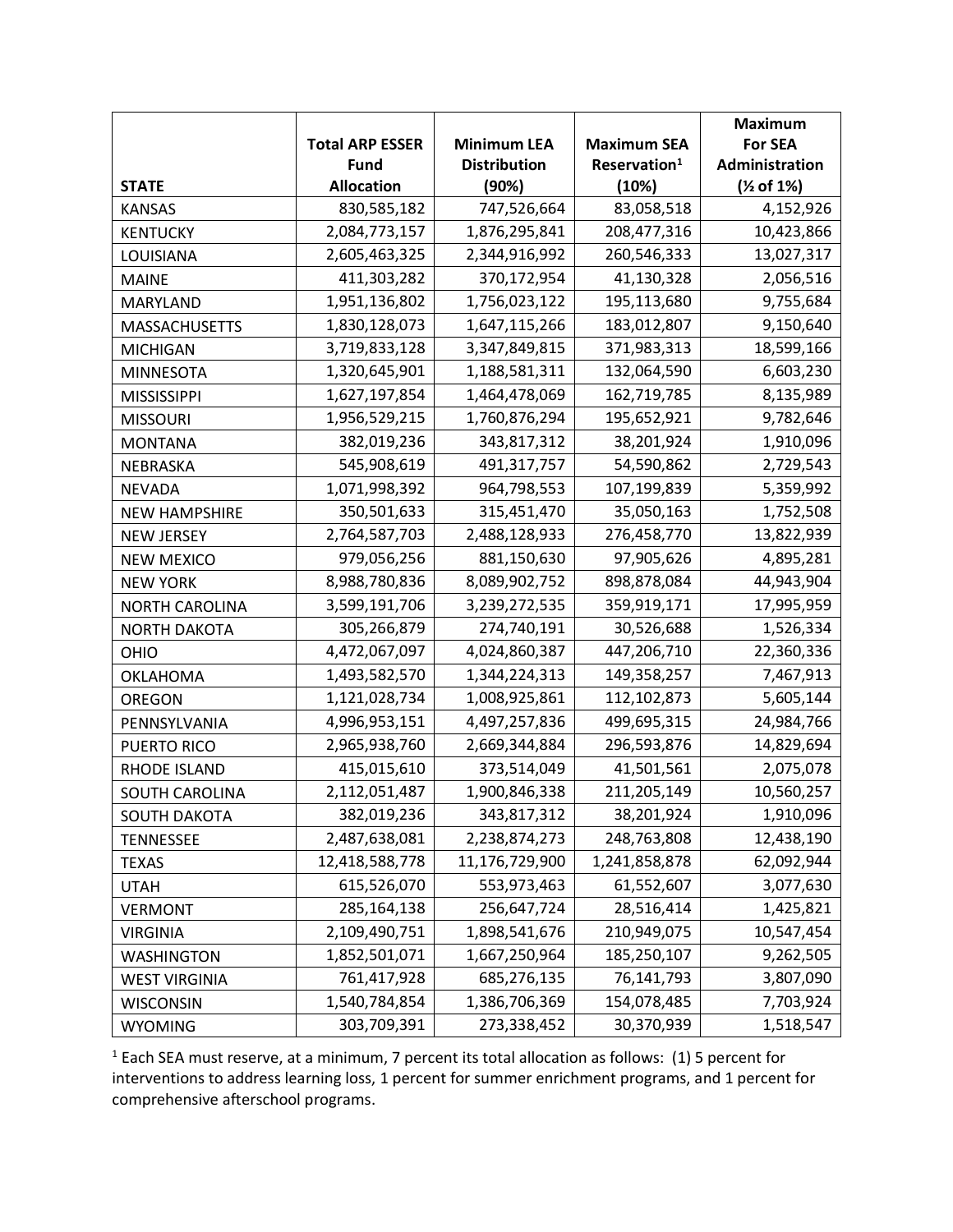| STATE | Total ARP ESSER Fund Allocation | Minimum LEA Distribution (90%) | Maximum SEA Reservation[1] (10%) | Maximum For SEA Administration (½ of 1%) |
|---|---|---|---|---|
| KANSAS | 830,585,182 | 747,526,664 | 83,058,518 | 4,152,926 |
| KENTUCKY | 2,084,773,157 | 1,876,295,841 | 208,477,316 | 10,423,866 |
| LOUISIANA | 2,605,463,325 | 2,344,916,992 | 260,546,333 | 13,027,317 |
| MAINE | 411,303,282 | 370,172,954 | 41,130,328 | 2,056,516 |
| MARYLAND | 1,951,136,802 | 1,756,023,122 | 195,113,680 | 9,755,684 |
| MASSACHUSETTS | 1,830,128,073 | 1,647,115,266 | 183,012,807 | 9,150,640 |
| MICHIGAN | 3,719,833,128 | 3,347,849,815 | 371,983,313 | 18,599,166 |
| MINNESOTA | 1,320,645,901 | 1,188,581,311 | 132,064,590 | 6,603,230 |
| MISSISSIPPI | 1,627,197,854 | 1,464,478,069 | 162,719,785 | 8,135,989 |
| MISSOURI | 1,956,529,215 | 1,760,876,294 | 195,652,921 | 9,782,646 |
| MONTANA | 382,019,236 | 343,817,312 | 38,201,924 | 1,910,096 |
| NEBRASKA | 545,908,619 | 491,317,757 | 54,590,862 | 2,729,543 |
| NEVADA | 1,071,998,392 | 964,798,553 | 107,199,839 | 5,359,992 |
| NEW HAMPSHIRE | 350,501,633 | 315,451,470 | 35,050,163 | 1,752,508 |
| NEW JERSEY | 2,764,587,703 | 2,488,128,933 | 276,458,770 | 13,822,939 |
| NEW MEXICO | 979,056,256 | 881,150,630 | 97,905,626 | 4,895,281 |
| NEW YORK | 8,988,780,836 | 8,089,902,752 | 898,878,084 | 44,943,904 |
| NORTH CAROLINA | 3,599,191,706 | 3,239,272,535 | 359,919,171 | 17,995,959 |
| NORTH DAKOTA | 305,266,879 | 274,740,191 | 30,526,688 | 1,526,334 |
| OHIO | 4,472,067,097 | 4,024,860,387 | 447,206,710 | 22,360,336 |
| OKLAHOMA | 1,493,582,570 | 1,344,224,313 | 149,358,257 | 7,467,913 |
| OREGON | 1,121,028,734 | 1,008,925,861 | 112,102,873 | 5,605,144 |
| PENNSYLVANIA | 4,996,953,151 | 4,497,257,836 | 499,695,315 | 24,984,766 |
| PUERTO RICO | 2,965,938,760 | 2,669,344,884 | 296,593,876 | 14,829,694 |
| RHODE ISLAND | 415,015,610 | 373,514,049 | 41,501,561 | 2,075,078 |
| SOUTH CAROLINA | 2,112,051,487 | 1,900,846,338 | 211,205,149 | 10,560,257 |
| SOUTH DAKOTA | 382,019,236 | 343,817,312 | 38,201,924 | 1,910,096 |
| TENNESSEE | 2,487,638,081 | 2,238,874,273 | 248,763,808 | 12,438,190 |
| TEXAS | 12,418,588,778 | 11,176,729,900 | 1,241,858,878 | 62,092,944 |
| UTAH | 615,526,070 | 553,973,463 | 61,552,607 | 3,077,630 |
| VERMONT | 285,164,138 | 256,647,724 | 28,516,414 | 1,425,821 |
| VIRGINIA | 2,109,490,751 | 1,898,541,676 | 210,949,075 | 10,547,454 |
| WASHINGTON | 1,852,501,071 | 1,667,250,964 | 185,250,107 | 9,262,505 |
| WEST VIRGINIA | 761,417,928 | 685,276,135 | 76,141,793 | 3,807,090 |
| WISCONSIN | 1,540,784,854 | 1,386,706,369 | 154,078,485 | 7,703,924 |
| WYOMING | 303,709,391 | 273,338,452 | 30,370,939 | 1,518,547 |

[1] Each SEA must reserve, at a minimum, 7 percent its total allocation as follows: (1) 5 percent for interventions to address learning loss, 1 percent for summer enrichment programs, and 1 percent for comprehensive afterschool programs.